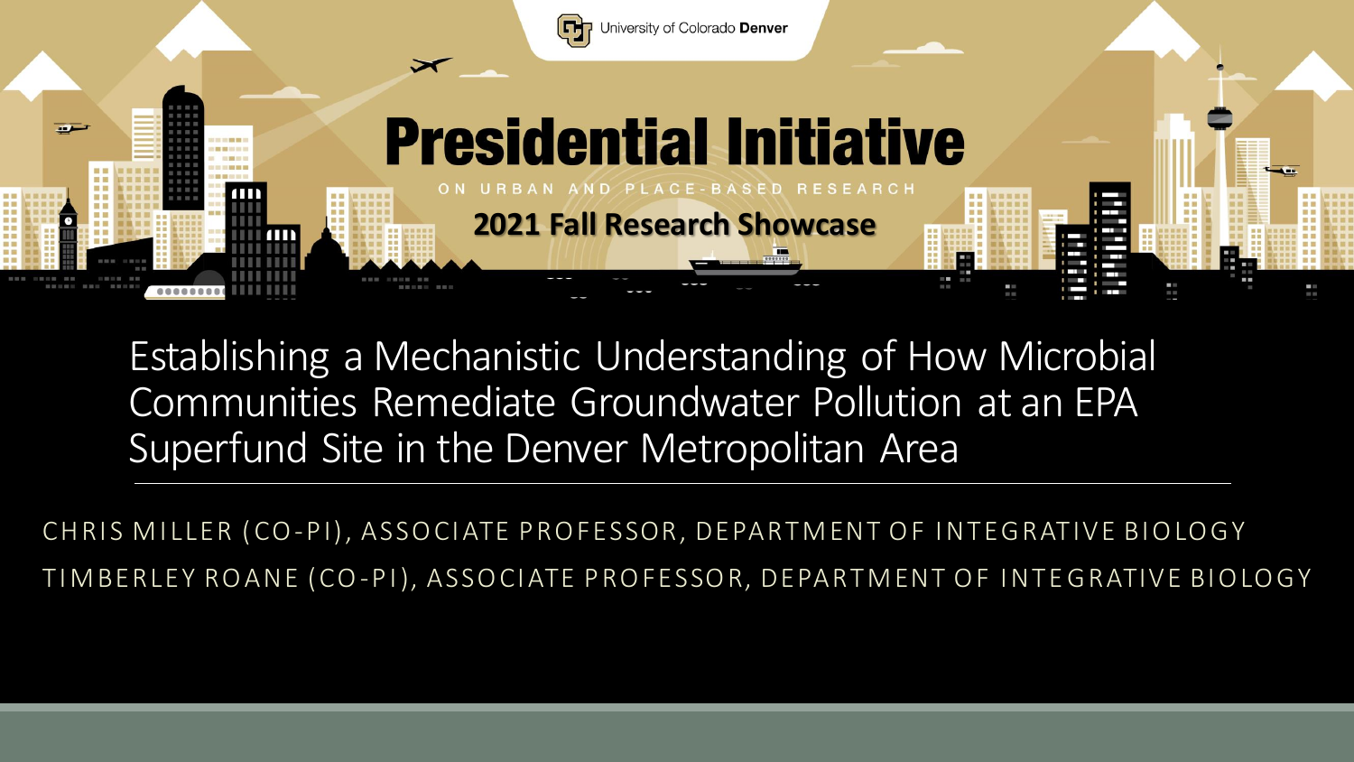University of Colorado **Denver**

# Presidential Initiative

ON URBAN AND PLACE-BASED RESEARCH

**2021 Fall Research Showcase**

## Establishing a Mechanistic Understanding of How Microbial Communities Remediate Groundwater Pollution at an EPA Superfund Site in the Denver Metropolitan Area

CHRIS MILLER (CO-PI), ASSOCIATE PROFESSOR, DEPARTMENT OF INTEGRATIVE BIOLOGY

TIMBERLEY ROANE (CO-PI), ASSOCIATE PROFESSOR, DEPARTMENT OF INTEGRATIVE BIOLOGY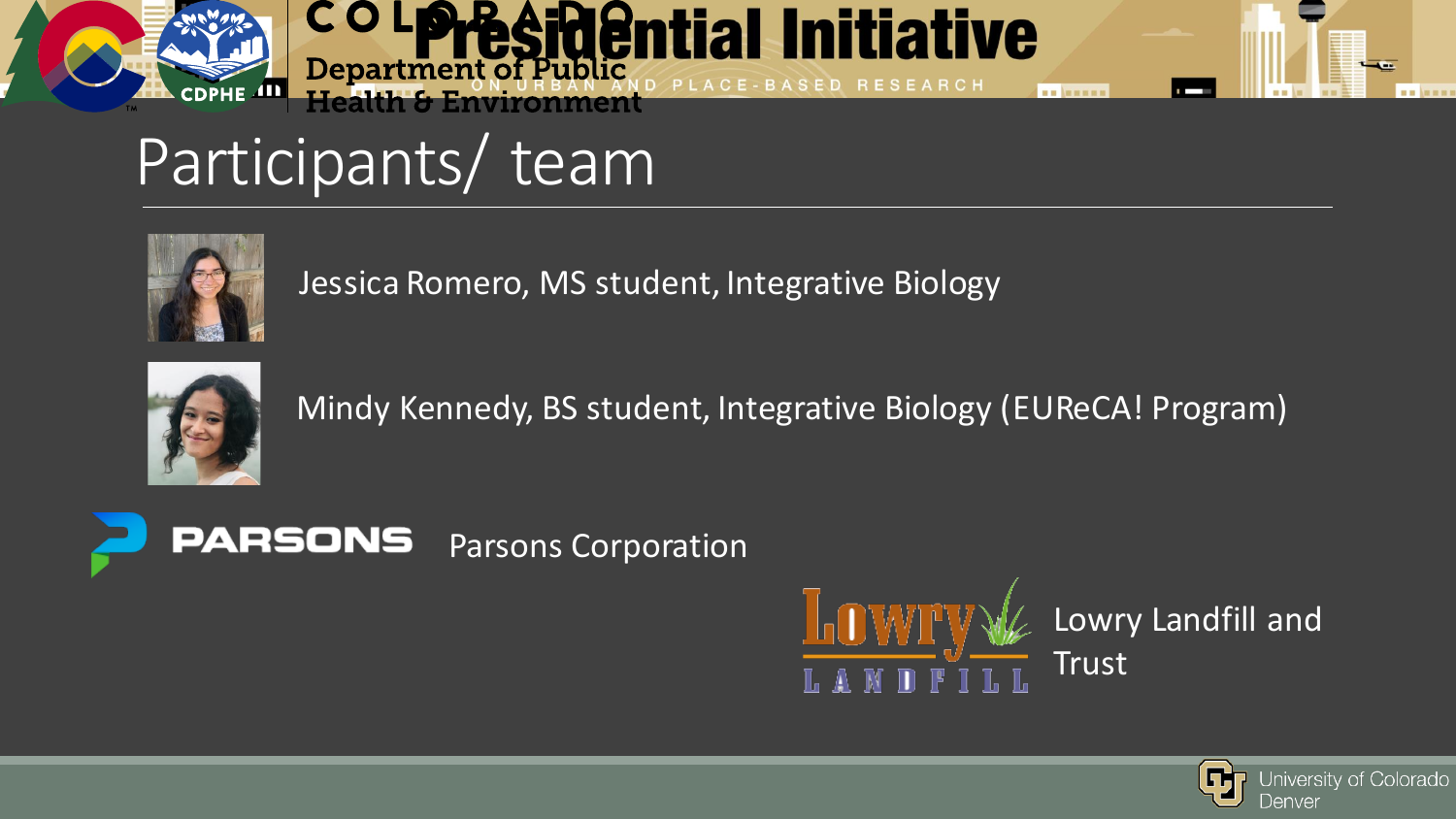# Participants/ team

Jessica Romero, MS student, Integrative Biology

Mindy Kennedy, BS student, Integrative Biology (EUReCA! Program)

PARSONS Parsons Corporation

Lowry Landfill and Trust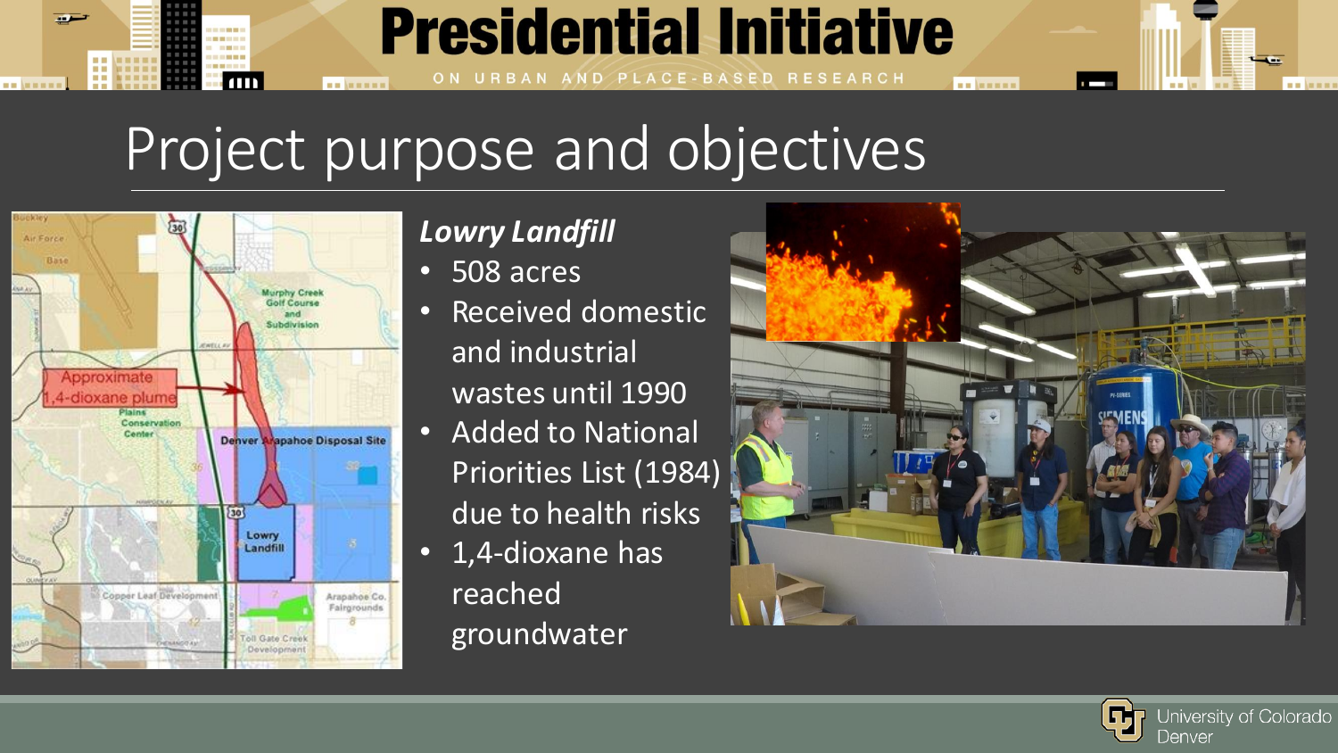# Project purpose and objectives

***Lowry Landfill***

- 508 acres
- Received domestic and industrial wastes until 1990
- Added to National Priorities List (1984) due to health risks
- 1,4-dioxane has reached groundwater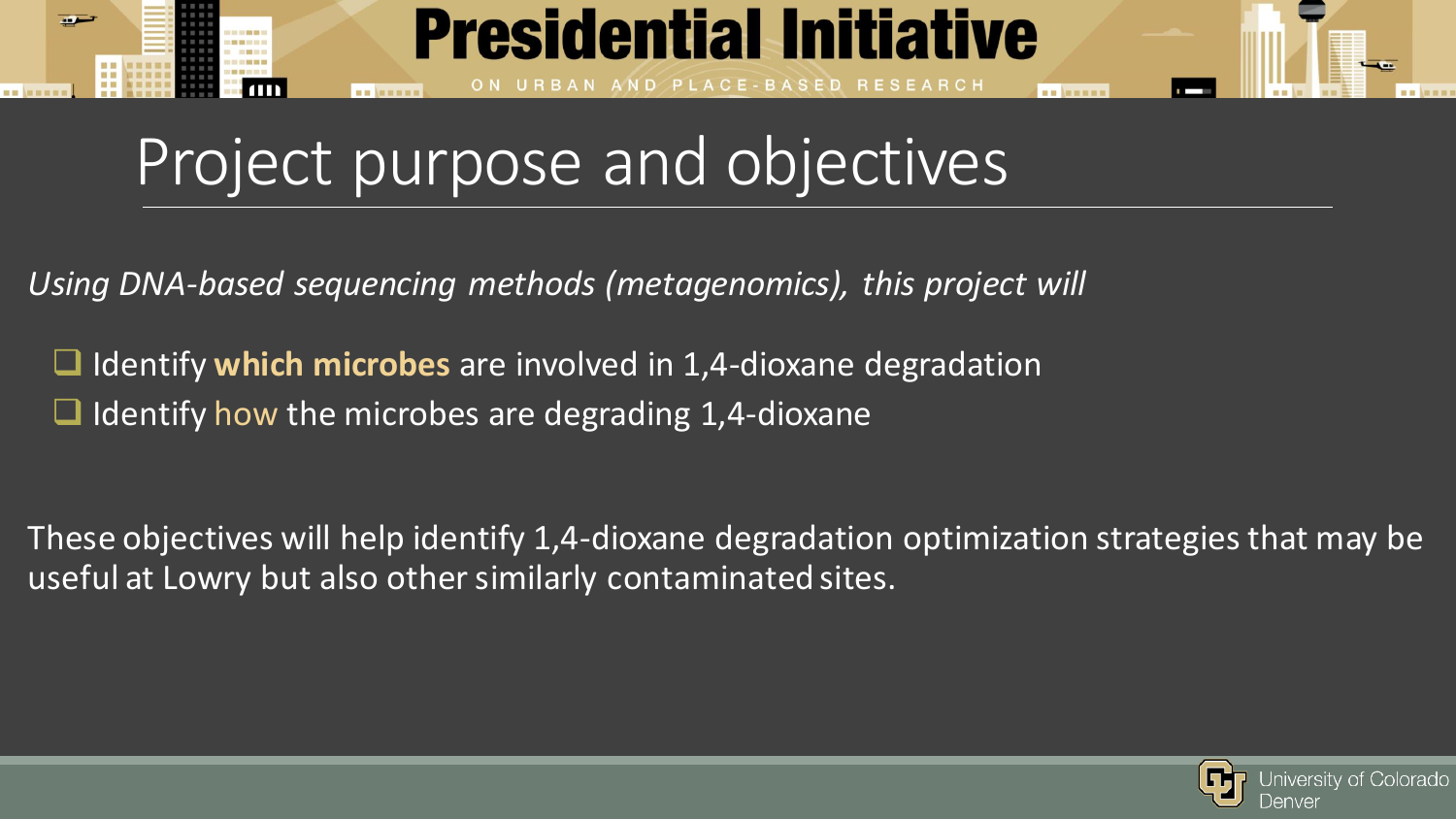# Project purpose and objectives

*Using DNA-based sequencing methods (metagenomics), this project will*

- [ ] Identify **which microbes** are involved in 1,4-dioxane degradation
- [ ] Identify how the microbes are degrading 1,4-dioxane

These objectives will help identify 1,4-dioxane degradation optimization strategies that may be useful at Lowry but also other similarly contaminated sites.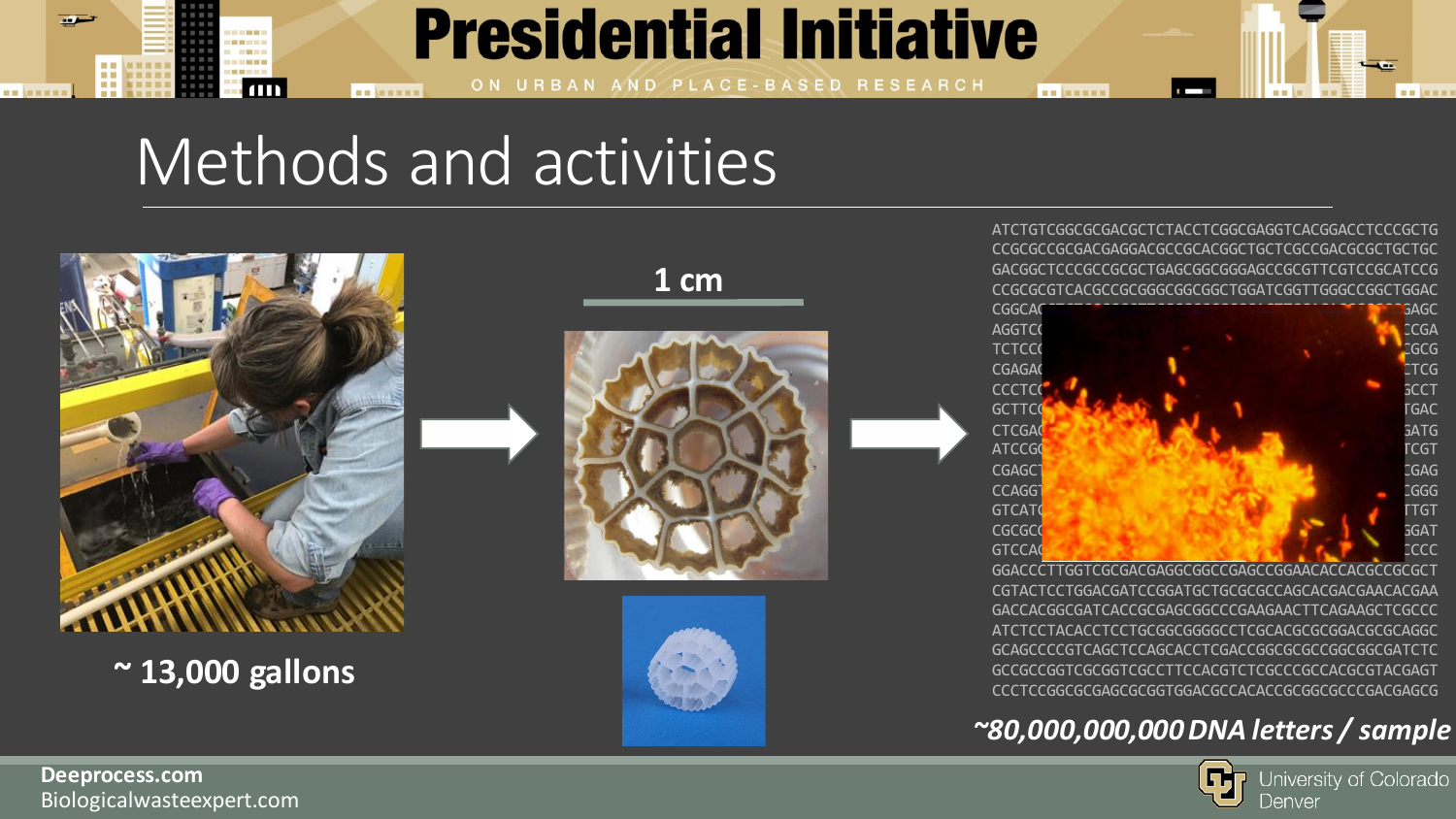# Methods and activities

~ 13,000 gallons

1 cm

*~80,000,000,000 DNA letters / sample*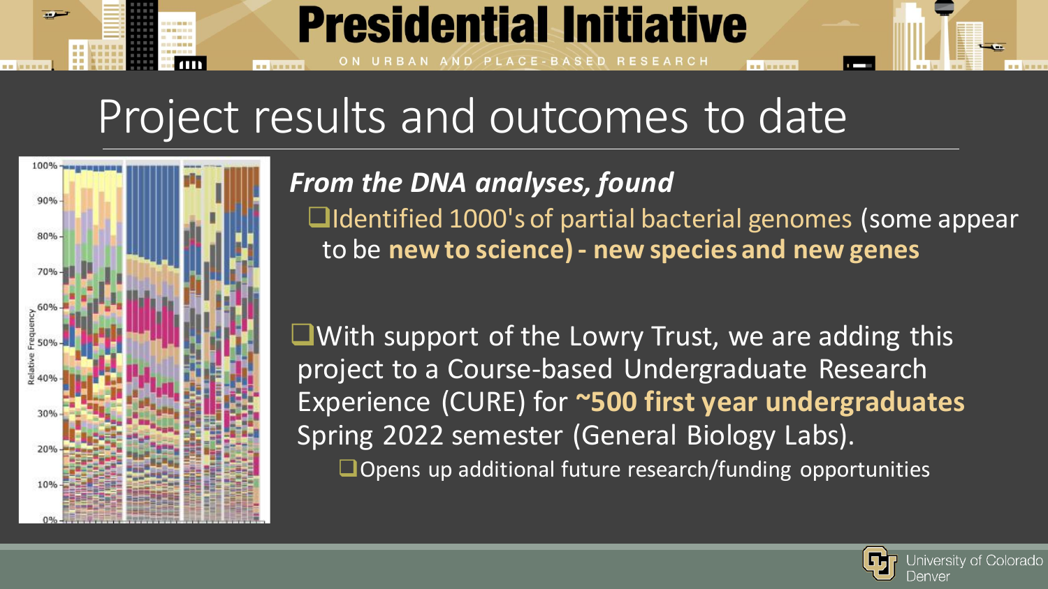# Project results and outcomes to date

100%
90%
80%
70%
60%
50%
40%
30%
20%
10%
0%
Relative Frequency

***From the DNA analyses, found***

- Identified 1000's of partial bacterial genomes (some appear to be **new to science) - new species and new genes**

- With support of the Lowry Trust, we are adding this project to a Course-based Undergraduate Research Experience (CURE) for **~500 first year undergraduates** Spring 2022 semester (General Biology Labs).
  - Opens up additional future research/funding opportunities